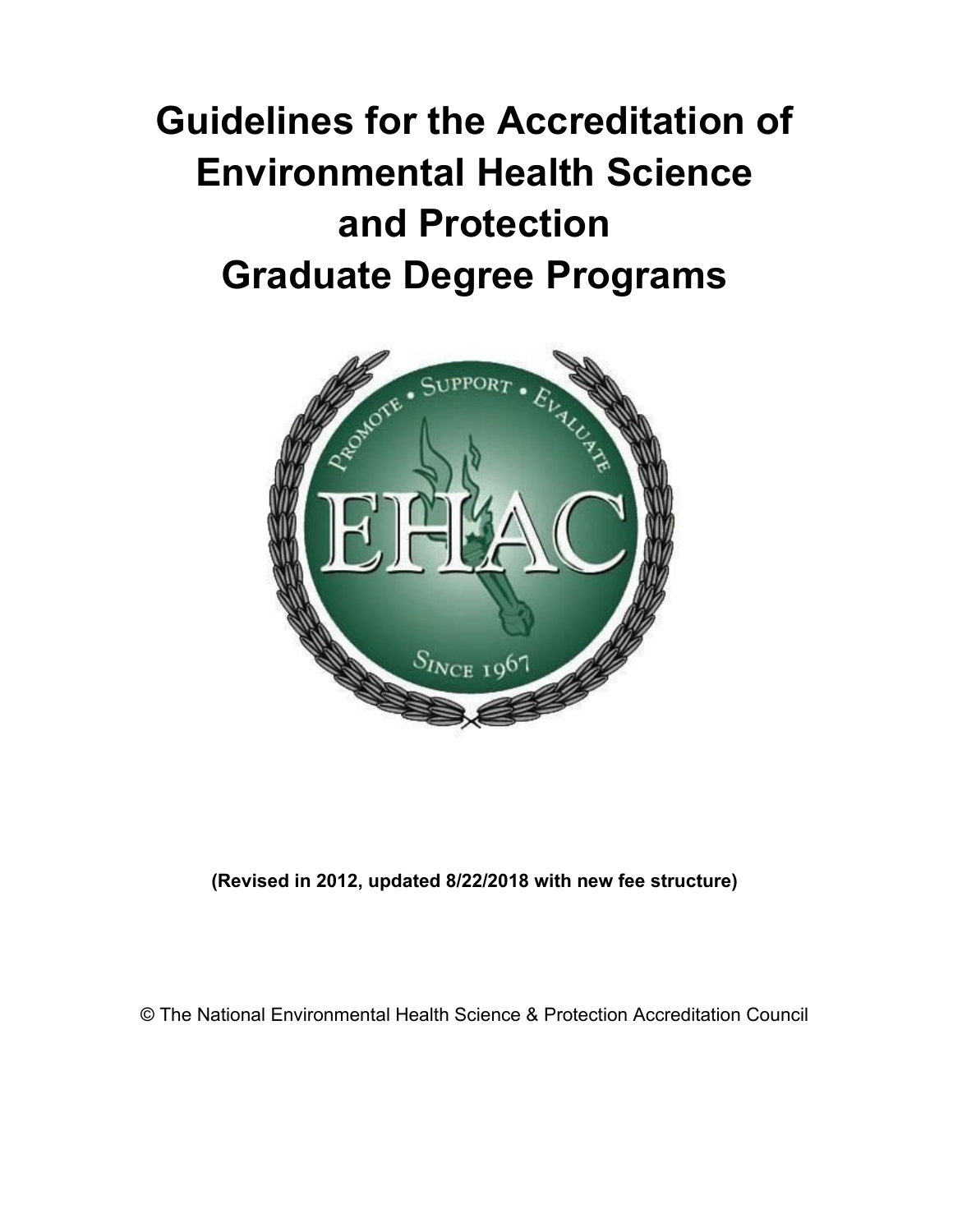# Guidelines for the Accreditation of Environmental Health Science and Protection Graduate Degree Programs

**(Revised in 2012, updated 8/22/2018 with new fee structure)**

© The National Environmental Health Science & Protection Accreditation Council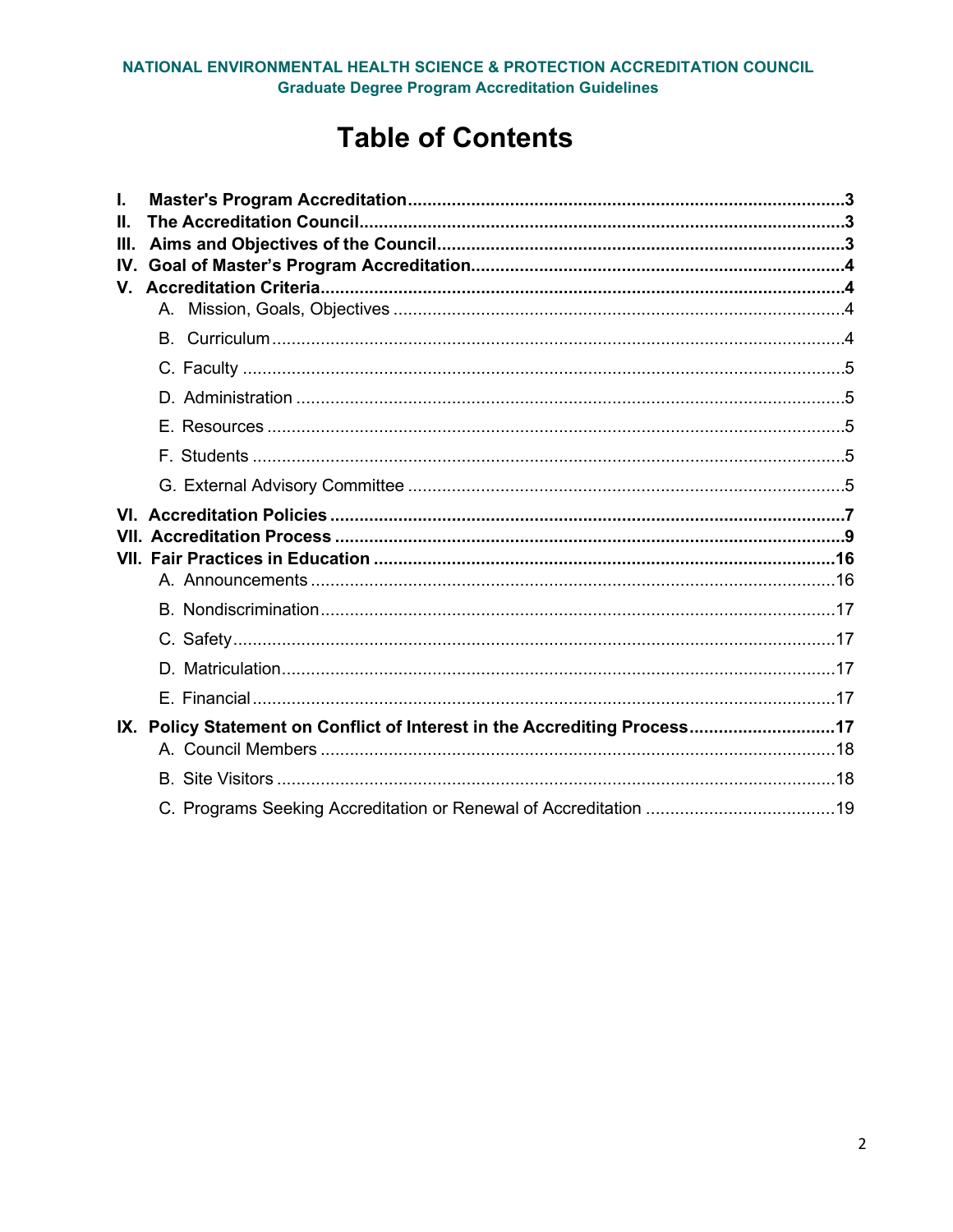# Table of Contents

**I. Master's Program Accreditation** ........................................................................ **3**

**II. The Accreditation Council** .................................................................................. **3**

**III. Aims and Objectives of the Council** .................................................................. **3**

**IV. Goal of Master's Program Accreditation** ........................................................... **4**

**V. Accreditation Criteria** ........................................................................................... **4**

- A. Mission, Goals, Objectives ............................................................................ 4
- B. Curriculum ..................................................................................................... 4
- C. Faculty ........................................................................................................... 5
- D. Administration ................................................................................................ 5
- E. Resources ..................................................................................................... 5
- F. Students ......................................................................................................... 5
- G. External Advisory Committee ......................................................................... 5

**VI. Accreditation Policies** ........................................................................................ **7**

**VII. Accreditation Process** ....................................................................................... **9**

**VII. Fair Practices in Education** ............................................................................. **16**

- A. Announcements ........................................................................................... 16
- B. Nondiscrimination ......................................................................................... 17
- C. Safety ........................................................................................................... 17
- D. Matriculation ................................................................................................. 17
- E. Financial ....................................................................................................... 17

**IX. Policy Statement on Conflict of Interest in the Accrediting Process** .................. **17**

- A. Council Members ......................................................................................... 18
- B. Site Visitors .................................................................................................. 18
- C. Programs Seeking Accreditation or Renewal of Accreditation ....................... 19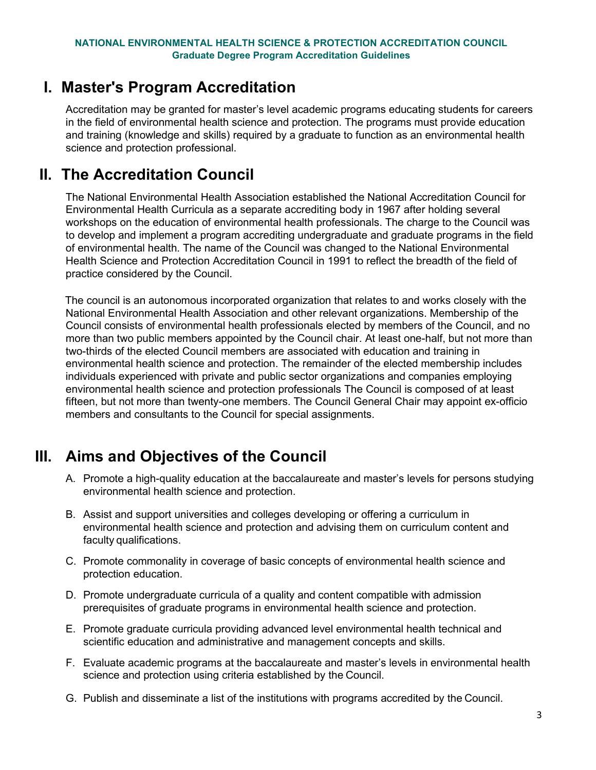## I. Master's Program Accreditation

Accreditation may be granted for master's level academic programs educating students for careers in the field of environmental health science and protection. The programs must provide education and training (knowledge and skills) required by a graduate to function as an environmental health science and protection professional.

## II. The Accreditation Council

The National Environmental Health Association established the National Accreditation Council for Environmental Health Curricula as a separate accrediting body in 1967 after holding several workshops on the education of environmental health professionals. The charge to the Council was to develop and implement a program accrediting undergraduate and graduate programs in the field of environmental health. The name of the Council was changed to the National Environmental Health Science and Protection Accreditation Council in 1991 to reflect the breadth of the field of practice considered by the Council.

The council is an autonomous incorporated organization that relates to and works closely with the National Environmental Health Association and other relevant organizations. Membership of the Council consists of environmental health professionals elected by members of the Council, and no more than two public members appointed by the Council chair. At least one-half, but not more than two-thirds of the elected Council members are associated with education and training in environmental health science and protection. The remainder of the elected membership includes individuals experienced with private and public sector organizations and companies employing environmental health science and protection professionals The Council is composed of at least fifteen, but not more than twenty-one members. The Council General Chair may appoint ex-officio members and consultants to the Council for special assignments.

## III. Aims and Objectives of the Council

A. Promote a high-quality education at the baccalaureate and master's levels for persons studying environmental health science and protection.

B. Assist and support universities and colleges developing or offering a curriculum in environmental health science and protection and advising them on curriculum content and faculty qualifications.

C. Promote commonality in coverage of basic concepts of environmental health science and protection education.

D. Promote undergraduate curricula of a quality and content compatible with admission prerequisites of graduate programs in environmental health science and protection.

E. Promote graduate curricula providing advanced level environmental health technical and scientific education and administrative and management concepts and skills.

F. Evaluate academic programs at the baccalaureate and master's levels in environmental health science and protection using criteria established by the Council.

G. Publish and disseminate a list of the institutions with programs accredited by the Council.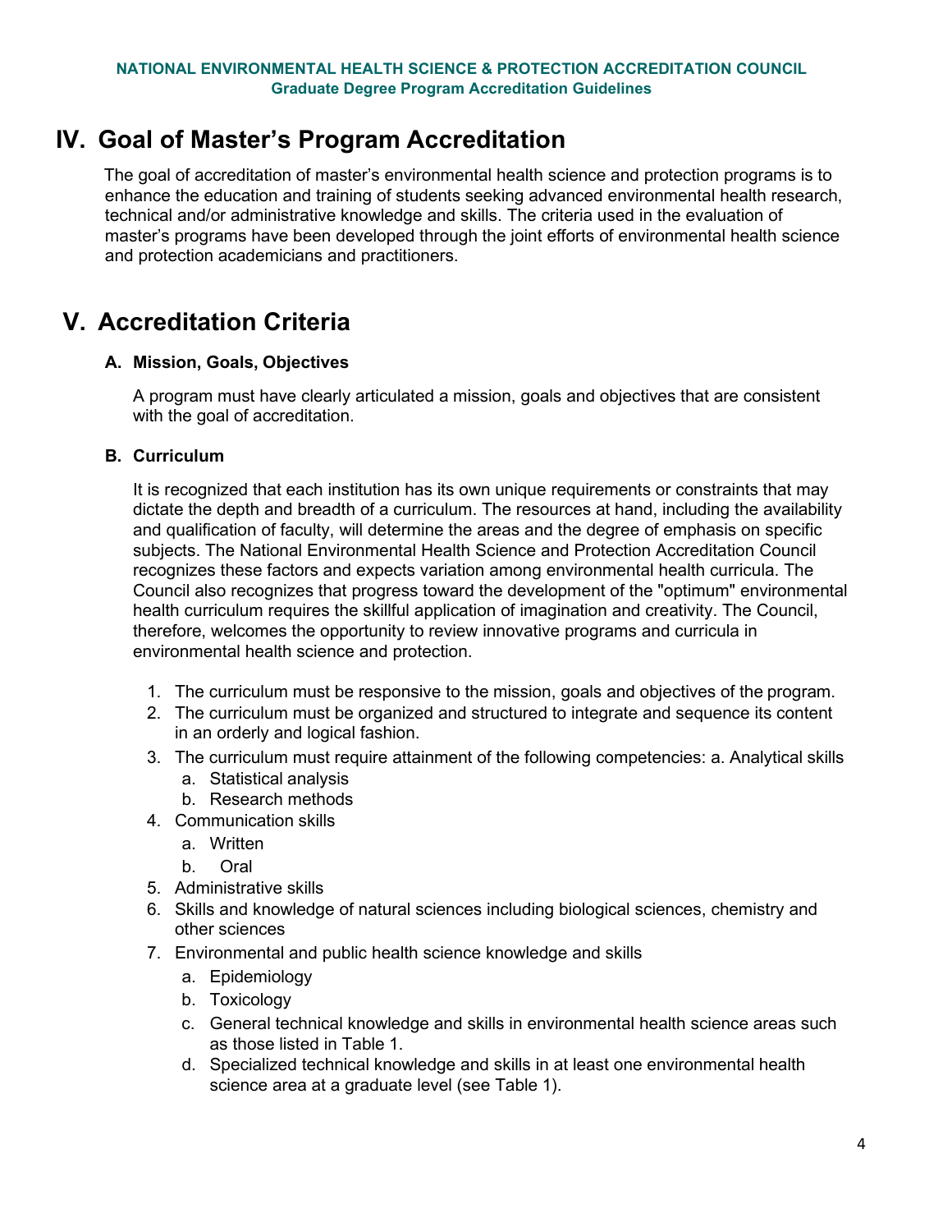# IV. Goal of Master's Program Accreditation

The goal of accreditation of master's environmental health science and protection programs is to enhance the education and training of students seeking advanced environmental health research, technical and/or administrative knowledge and skills. The criteria used in the evaluation of master's programs have been developed through the joint efforts of environmental health science and protection academicians and practitioners.

# V. Accreditation Criteria

### A. Mission, Goals, Objectives

A program must have clearly articulated a mission, goals and objectives that are consistent with the goal of accreditation.

### B. Curriculum

It is recognized that each institution has its own unique requirements or constraints that may dictate the depth and breadth of a curriculum. The resources at hand, including the availability and qualification of faculty, will determine the areas and the degree of emphasis on specific subjects. The National Environmental Health Science and Protection Accreditation Council recognizes these factors and expects variation among environmental health curricula. The Council also recognizes that progress toward the development of the "optimum" environmental health curriculum requires the skillful application of imagination and creativity. The Council, therefore, welcomes the opportunity to review innovative programs and curricula in environmental health science and protection.

1. The curriculum must be responsive to the mission, goals and objectives of the program.
2. The curriculum must be organized and structured to integrate and sequence its content in an orderly and logical fashion.
3. The curriculum must require attainment of the following competencies: a. Analytical skills
   a. Statistical analysis
   b. Research methods
4. Communication skills
   a. Written
   b. Oral
5. Administrative skills
6. Skills and knowledge of natural sciences including biological sciences, chemistry and other sciences
7. Environmental and public health science knowledge and skills
   a. Epidemiology
   b. Toxicology
   c. General technical knowledge and skills in environmental health science areas such as those listed in Table 1.
   d. Specialized technical knowledge and skills in at least one environmental health science area at a graduate level (see Table 1).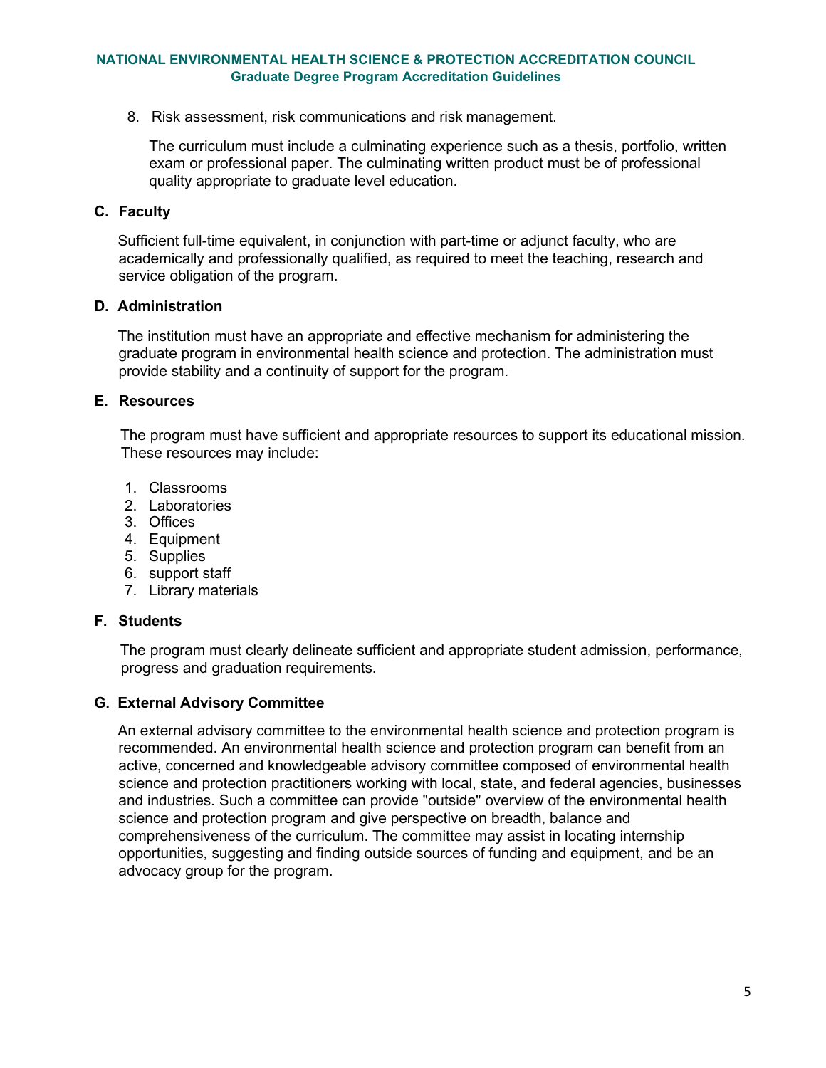8. Risk assessment, risk communications and risk management.

The curriculum must include a culminating experience such as a thesis, portfolio, written exam or professional paper. The culminating written product must be of professional quality appropriate to graduate level education.

### C. Faculty

Sufficient full-time equivalent, in conjunction with part-time or adjunct faculty, who are academically and professionally qualified, as required to meet the teaching, research and service obligation of the program.

### D. Administration

The institution must have an appropriate and effective mechanism for administering the graduate program in environmental health science and protection. The administration must provide stability and a continuity of support for the program.

### E. Resources

The program must have sufficient and appropriate resources to support its educational mission. These resources may include:

1. Classrooms
2. Laboratories
3. Offices
4. Equipment
5. Supplies
6. support staff
7. Library materials

### F. Students

The program must clearly delineate sufficient and appropriate student admission, performance, progress and graduation requirements.

### G. External Advisory Committee

An external advisory committee to the environmental health science and protection program is recommended. An environmental health science and protection program can benefit from an active, concerned and knowledgeable advisory committee composed of environmental health science and protection practitioners working with local, state, and federal agencies, businesses and industries. Such a committee can provide "outside" overview of the environmental health science and protection program and give perspective on breadth, balance and comprehensiveness of the curriculum. The committee may assist in locating internship opportunities, suggesting and finding outside sources of funding and equipment, and be an advocacy group for the program.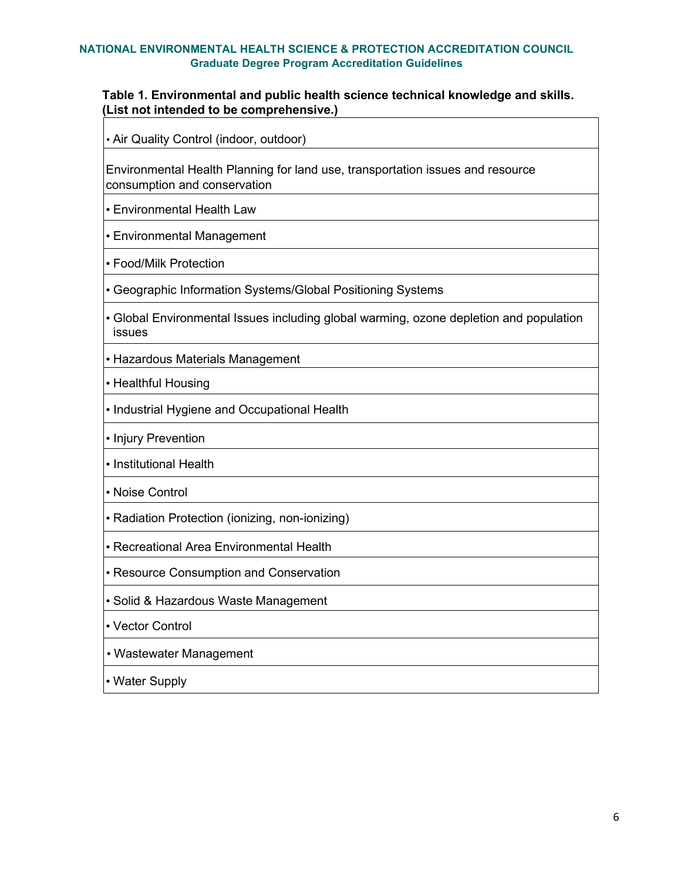**Table 1. Environmental and public health science technical knowledge and skills. (List not intended to be comprehensive.)**

| |
|---|
| • Air Quality Control (indoor, outdoor) |
| Environmental Health Planning for land use, transportation issues and resource consumption and conservation |
| • Environmental Health Law |
| • Environmental Management |
| • Food/Milk Protection |
| • Geographic Information Systems/Global Positioning Systems |
| • Global Environmental Issues including global warming, ozone depletion and population issues |
| • Hazardous Materials Management |
| • Healthful Housing |
| • Industrial Hygiene and Occupational Health |
| • Injury Prevention |
| • Institutional Health |
| • Noise Control |
| • Radiation Protection (ionizing, non-ionizing) |
| • Recreational Area Environmental Health |
| • Resource Consumption and Conservation |
| • Solid & Hazardous Waste Management |
| • Vector Control |
| • Wastewater Management |
| • Water Supply |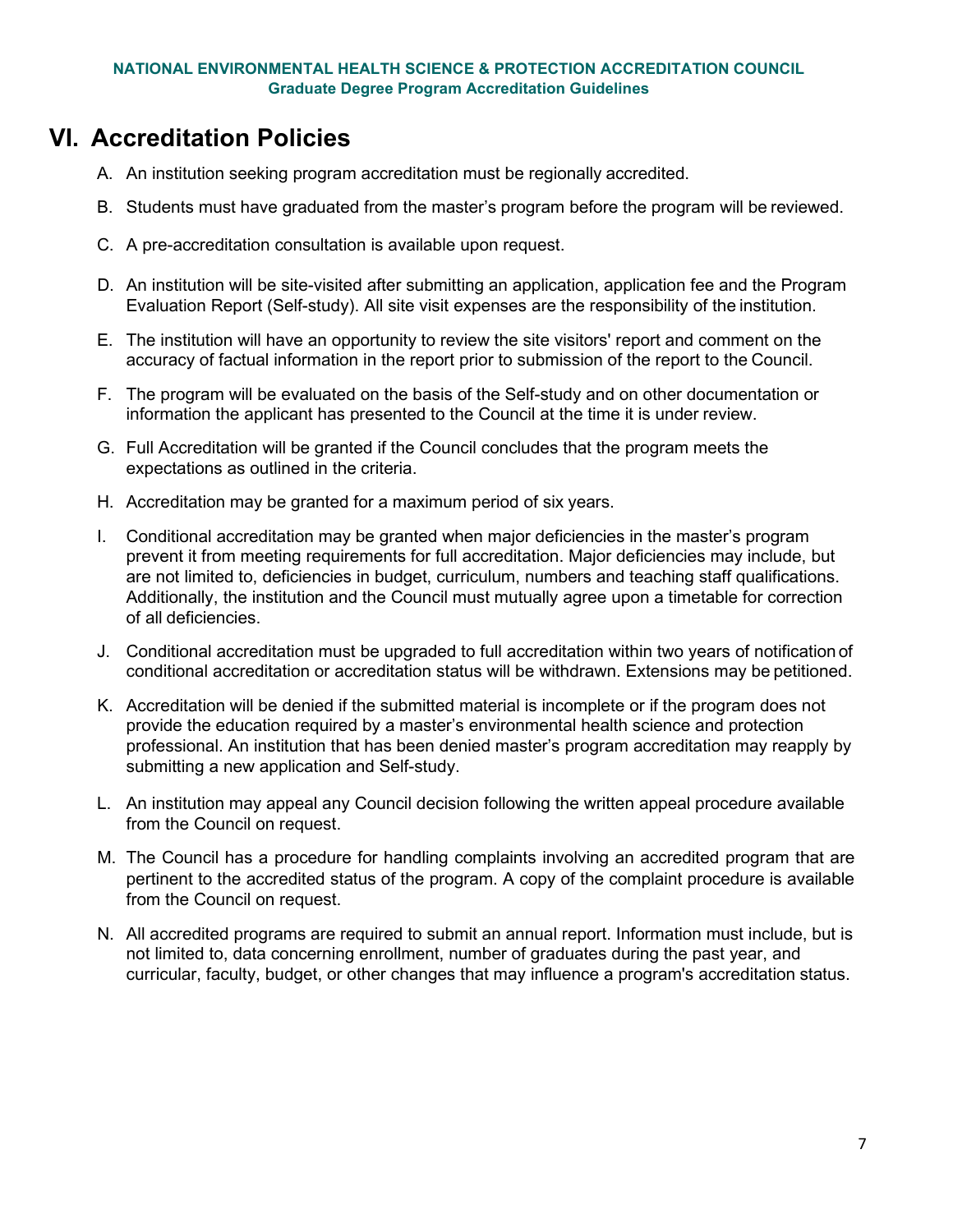# VI. Accreditation Policies

A. An institution seeking program accreditation must be regionally accredited.

B. Students must have graduated from the master's program before the program will be reviewed.

C. A pre-accreditation consultation is available upon request.

D. An institution will be site-visited after submitting an application, application fee and the Program Evaluation Report (Self-study). All site visit expenses are the responsibility of the institution.

E. The institution will have an opportunity to review the site visitors' report and comment on the accuracy of factual information in the report prior to submission of the report to the Council.

F. The program will be evaluated on the basis of the Self-study and on other documentation or information the applicant has presented to the Council at the time it is under review.

G. Full Accreditation will be granted if the Council concludes that the program meets the expectations as outlined in the criteria.

H. Accreditation may be granted for a maximum period of six years.

I. Conditional accreditation may be granted when major deficiencies in the master's program prevent it from meeting requirements for full accreditation. Major deficiencies may include, but are not limited to, deficiencies in budget, curriculum, numbers and teaching staff qualifications. Additionally, the institution and the Council must mutually agree upon a timetable for correction of all deficiencies.

J. Conditional accreditation must be upgraded to full accreditation within two years of notification of conditional accreditation or accreditation status will be withdrawn. Extensions may be petitioned.

K. Accreditation will be denied if the submitted material is incomplete or if the program does not provide the education required by a master's environmental health science and protection professional. An institution that has been denied master's program accreditation may reapply by submitting a new application and Self-study.

L. An institution may appeal any Council decision following the written appeal procedure available from the Council on request.

M. The Council has a procedure for handling complaints involving an accredited program that are pertinent to the accredited status of the program. A copy of the complaint procedure is available from the Council on request.

N. All accredited programs are required to submit an annual report. Information must include, but is not limited to, data concerning enrollment, number of graduates during the past year, and curricular, faculty, budget, or other changes that may influence a program's accreditation status.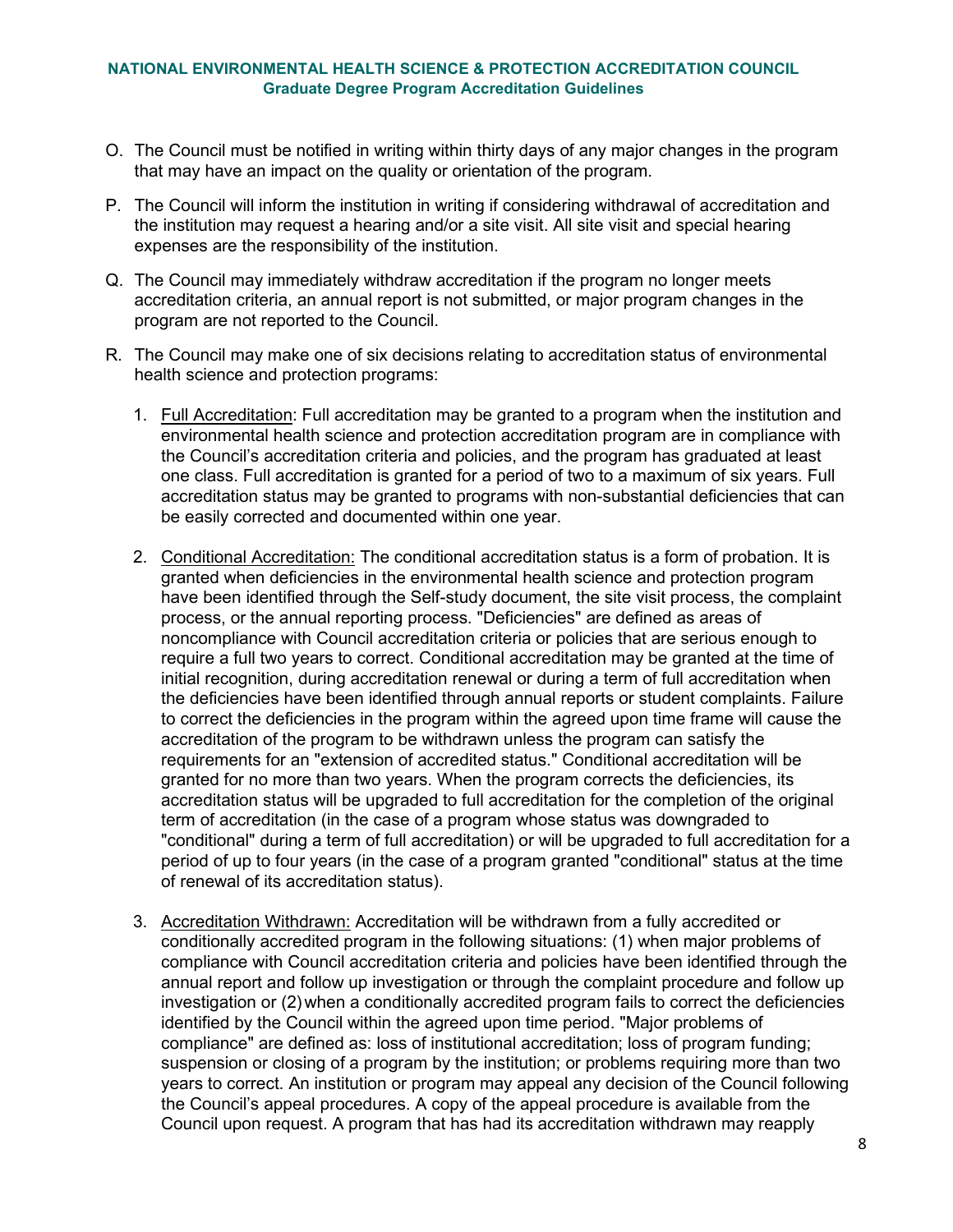O. The Council must be notified in writing within thirty days of any major changes in the program that may have an impact on the quality or orientation of the program.

P. The Council will inform the institution in writing if considering withdrawal of accreditation and the institution may request a hearing and/or a site visit. All site visit and special hearing expenses are the responsibility of the institution.

Q. The Council may immediately withdraw accreditation if the program no longer meets accreditation criteria, an annual report is not submitted, or major program changes in the program are not reported to the Council.

R. The Council may make one of six decisions relating to accreditation status of environmental health science and protection programs:

1. Full Accreditation: Full accreditation may be granted to a program when the institution and environmental health science and protection accreditation program are in compliance with the Council's accreditation criteria and policies, and the program has graduated at least one class. Full accreditation is granted for a period of two to a maximum of six years. Full accreditation status may be granted to programs with non-substantial deficiencies that can be easily corrected and documented within one year.

2. Conditional Accreditation: The conditional accreditation status is a form of probation. It is granted when deficiencies in the environmental health science and protection program have been identified through the Self-study document, the site visit process, the complaint process, or the annual reporting process. "Deficiencies" are defined as areas of noncompliance with Council accreditation criteria or policies that are serious enough to require a full two years to correct. Conditional accreditation may be granted at the time of initial recognition, during accreditation renewal or during a term of full accreditation when the deficiencies have been identified through annual reports or student complaints. Failure to correct the deficiencies in the program within the agreed upon time frame will cause the accreditation of the program to be withdrawn unless the program can satisfy the requirements for an "extension of accredited status." Conditional accreditation will be granted for no more than two years. When the program corrects the deficiencies, its accreditation status will be upgraded to full accreditation for the completion of the original term of accreditation (in the case of a program whose status was downgraded to "conditional" during a term of full accreditation) or will be upgraded to full accreditation for a period of up to four years (in the case of a program granted "conditional" status at the time of renewal of its accreditation status).

3. Accreditation Withdrawn: Accreditation will be withdrawn from a fully accredited or conditionally accredited program in the following situations: (1) when major problems of compliance with Council accreditation criteria and policies have been identified through the annual report and follow up investigation or through the complaint procedure and follow up investigation or (2) when a conditionally accredited program fails to correct the deficiencies identified by the Council within the agreed upon time period. "Major problems of compliance" are defined as: loss of institutional accreditation; loss of program funding; suspension or closing of a program by the institution; or problems requiring more than two years to correct. An institution or program may appeal any decision of the Council following the Council's appeal procedures. A copy of the appeal procedure is available from the Council upon request. A program that has had its accreditation withdrawn may reapply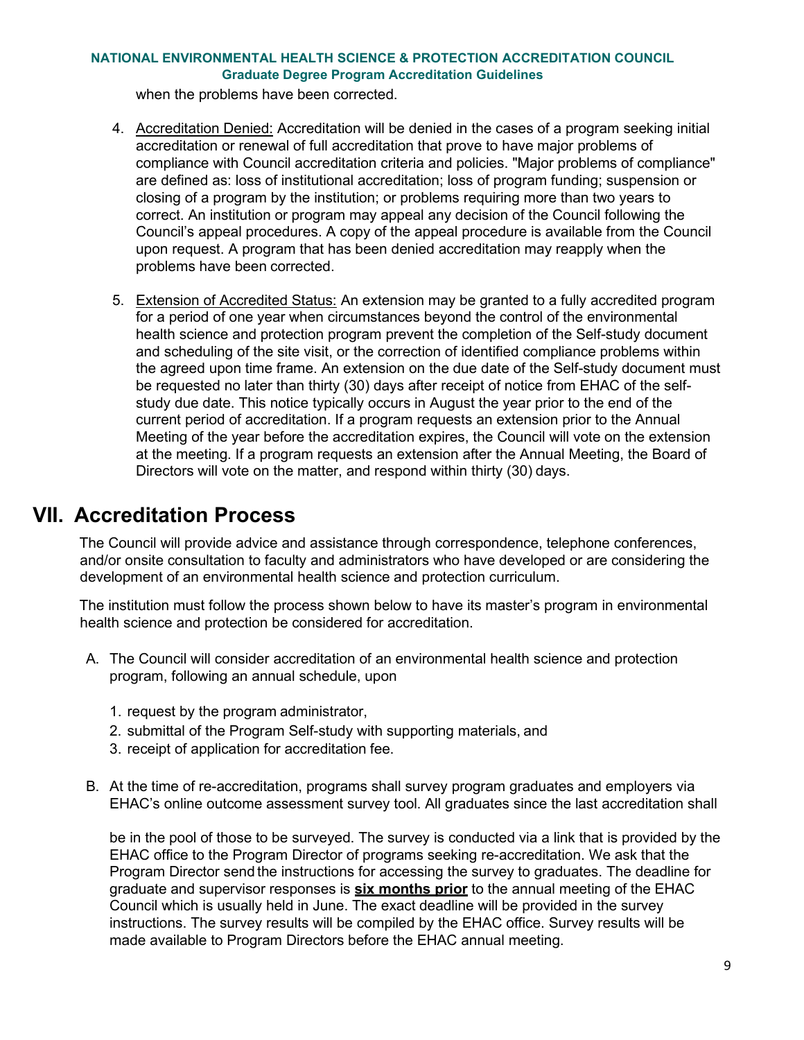when the problems have been corrected.

4. Accreditation Denied: Accreditation will be denied in the cases of a program seeking initial accreditation or renewal of full accreditation that prove to have major problems of compliance with Council accreditation criteria and policies. "Major problems of compliance" are defined as: loss of institutional accreditation; loss of program funding; suspension or closing of a program by the institution; or problems requiring more than two years to correct. An institution or program may appeal any decision of the Council following the Council's appeal procedures. A copy of the appeal procedure is available from the Council upon request. A program that has been denied accreditation may reapply when the problems have been corrected.

5. Extension of Accredited Status: An extension may be granted to a fully accredited program for a period of one year when circumstances beyond the control of the environmental health science and protection program prevent the completion of the Self-study document and scheduling of the site visit, or the correction of identified compliance problems within the agreed upon time frame. An extension on the due date of the Self-study document must be requested no later than thirty (30) days after receipt of notice from EHAC of the self-study due date. This notice typically occurs in August the year prior to the end of the current period of accreditation. If a program requests an extension prior to the Annual Meeting of the year before the accreditation expires, the Council will vote on the extension at the meeting. If a program requests an extension after the Annual Meeting, the Board of Directors will vote on the matter, and respond within thirty (30) days.

# VII. Accreditation Process

The Council will provide advice and assistance through correspondence, telephone conferences, and/or onsite consultation to faculty and administrators who have developed or are considering the development of an environmental health science and protection curriculum.

The institution must follow the process shown below to have its master's program in environmental health science and protection be considered for accreditation.

A. The Council will consider accreditation of an environmental health science and protection program, following an annual schedule, upon

   1. request by the program administrator,
   2. submittal of the Program Self-study with supporting materials, and
   3. receipt of application for accreditation fee.

B. At the time of re-accreditation, programs shall survey program graduates and employers via EHAC's online outcome assessment survey tool. All graduates since the last accreditation shall be in the pool of those to be surveyed. The survey is conducted via a link that is provided by the EHAC office to the Program Director of programs seeking re-accreditation. We ask that the Program Director send the instructions for accessing the survey to graduates. The deadline for graduate and supervisor responses is **six months prior** to the annual meeting of the EHAC Council which is usually held in June. The exact deadline will be provided in the survey instructions. The survey results will be compiled by the EHAC office. Survey results will be made available to Program Directors before the EHAC annual meeting.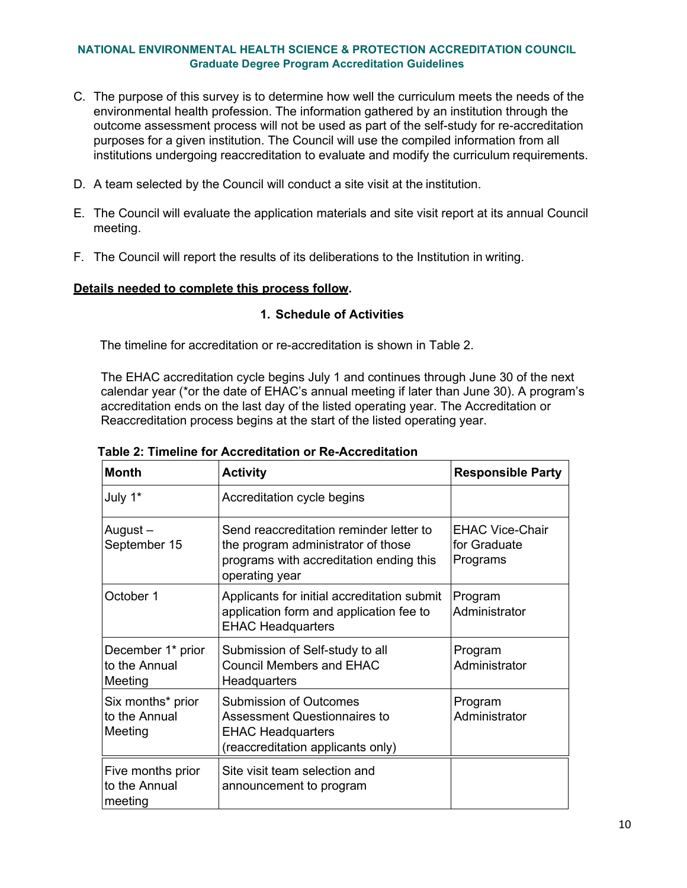C. The purpose of this survey is to determine how well the curriculum meets the needs of the environmental health profession. The information gathered by an institution through the outcome assessment process will not be used as part of the self-study for re-accreditation purposes for a given institution. The Council will use the compiled information from all institutions undergoing reaccreditation to evaluate and modify the curriculum requirements.

D. A team selected by the Council will conduct a site visit at the institution.

E. The Council will evaluate the application materials and site visit report at its annual Council meeting.

F. The Council will report the results of its deliberations to the Institution in writing.

**Details needed to complete this process follow.**

### 1. Schedule of Activities

The timeline for accreditation or re-accreditation is shown in Table 2.

The EHAC accreditation cycle begins July 1 and continues through June 30 of the next calendar year (*or the date of EHAC's annual meeting if later than June 30). A program's accreditation ends on the last day of the listed operating year. The Accreditation or Reaccreditation process begins at the start of the listed operating year.

**Table 2: Timeline for Accreditation or Re-Accreditation**

| Month | Activity | Responsible Party |
|---|---|---|
| July 1* | Accreditation cycle begins | |
| August – September 15 | Send reaccreditation reminder letter to the program administrator of those programs with accreditation ending this operating year | EHAC Vice-Chair for Graduate Programs |
| October 1 | Applicants for initial accreditation submit application form and application fee to EHAC Headquarters | Program Administrator |
| December 1* prior to the Annual Meeting | Submission of Self-study to all Council Members and EHAC Headquarters | Program Administrator |
| Six months* prior to the Annual Meeting | Submission of Outcomes Assessment Questionnaires to EHAC Headquarters (reaccreditation applicants only) | Program Administrator |
| Five months prior to the Annual meeting | Site visit team selection and announcement to program | |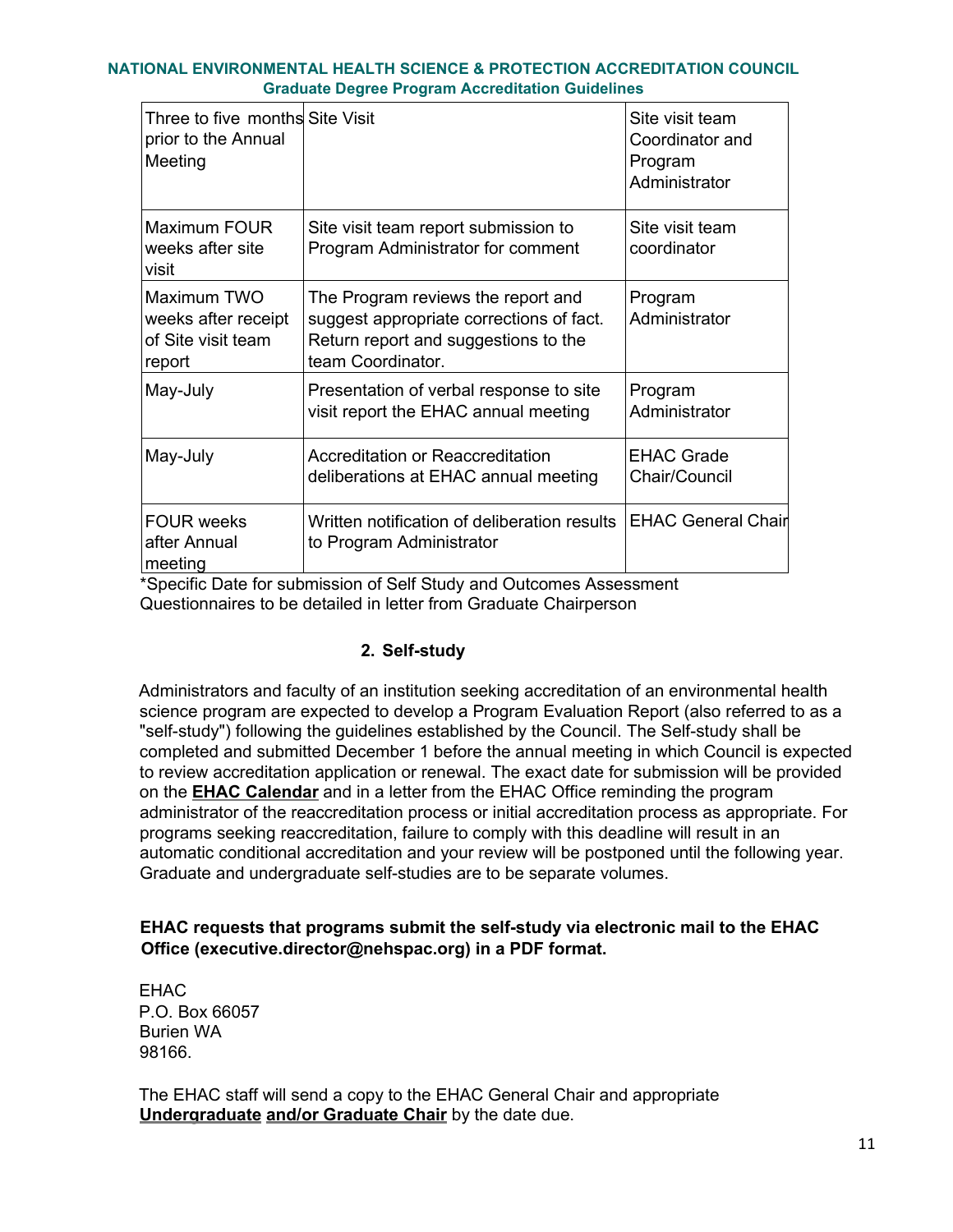| Three to five months prior to the Annual Meeting | Site Visit | Site visit team Coordinator and Program Administrator |
|---|---|---|
| Maximum FOUR weeks after site visit | Site visit team report submission to Program Administrator for comment | Site visit team coordinator |
| Maximum TWO weeks after receipt of Site visit team report | The Program reviews the report and suggest appropriate corrections of fact. Return report and suggestions to the team Coordinator. | Program Administrator |
| May-July | Presentation of verbal response to site visit report the EHAC annual meeting | Program Administrator |
| May-July | Accreditation or Reaccreditation deliberations at EHAC annual meeting | EHAC Grade Chair/Council |
| FOUR weeks after Annual meeting | Written notification of deliberation results to Program Administrator | EHAC General Chair |

*Specific Date for submission of Self Study and Outcomes Assessment Questionnaires to be detailed in letter from Graduate Chairperson

## 2. Self-study

Administrators and faculty of an institution seeking accreditation of an environmental health science program are expected to develop a Program Evaluation Report (also referred to as a "self-study") following the guidelines established by the Council. The Self-study shall be completed and submitted December 1 before the annual meeting in which Council is expected to review accreditation application or renewal. The exact date for submission will be provided on the **EHAC Calendar** and in a letter from the EHAC Office reminding the program administrator of the reaccreditation process or initial accreditation process as appropriate. For programs seeking reaccreditation, failure to comply with this deadline will result in an automatic conditional accreditation and your review will be postponed until the following year. Graduate and undergraduate self-studies are to be separate volumes.

**EHAC requests that programs submit the self-study via electronic mail to the EHAC Office (executive.director@nehspac.org) in a PDF format.**

EHAC
P.O. Box 66057
Burien WA
98166.

The EHAC staff will send a copy to the EHAC General Chair and appropriate **Undergraduate and/or Graduate Chair** by the date due.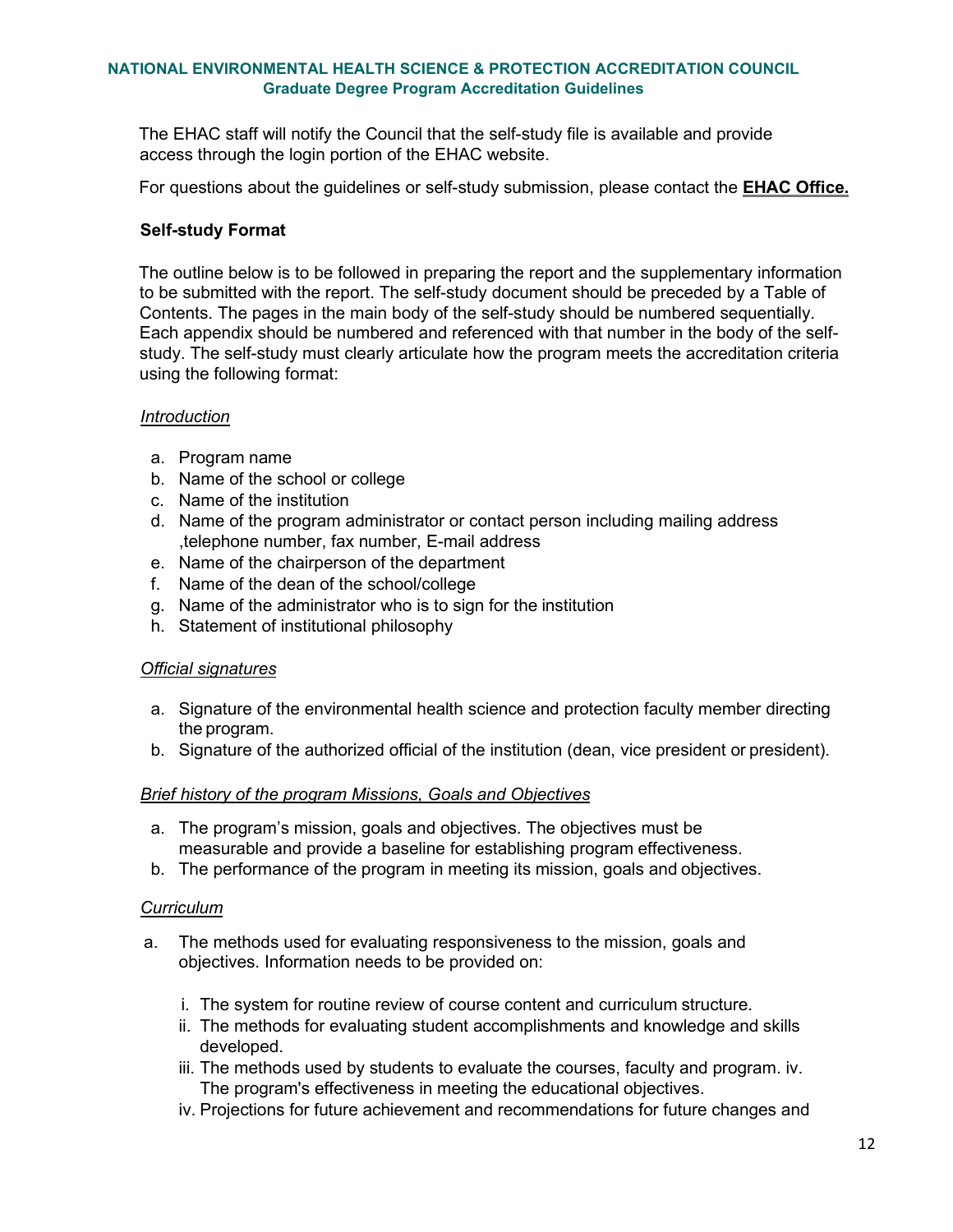The EHAC staff will notify the Council that the self-study file is available and provide access through the login portion of the EHAC website.

For questions about the guidelines or self-study submission, please contact the **EHAC Office.**

**Self-study Format**

The outline below is to be followed in preparing the report and the supplementary information to be submitted with the report. The self-study document should be preceded by a Table of Contents. The pages in the main body of the self-study should be numbered sequentially. Each appendix should be numbered and referenced with that number in the body of the self-study. The self-study must clearly articulate how the program meets the accreditation criteria using the following format:

*Introduction*

a. Program name
b. Name of the school or college
c. Name of the institution
d. Name of the program administrator or contact person including mailing address ,telephone number, fax number, E-mail address
e. Name of the chairperson of the department
f. Name of the dean of the school/college
g. Name of the administrator who is to sign for the institution
h. Statement of institutional philosophy

*Official signatures*

a. Signature of the environmental health science and protection faculty member directing the program.
b. Signature of the authorized official of the institution (dean, vice president or president).

*Brief history of the program Missions, Goals and Objectives*

a. The program's mission, goals and objectives. The objectives must be measurable and provide a baseline for establishing program effectiveness.
b. The performance of the program in meeting its mission, goals and objectives.

*Curriculum*

a. The methods used for evaluating responsiveness to the mission, goals and objectives. Information needs to be provided on:

   i. The system for routine review of course content and curriculum structure.
   ii. The methods for evaluating student accomplishments and knowledge and skills developed.
   iii. The methods used by students to evaluate the courses, faculty and program. iv. The program's effectiveness in meeting the educational objectives.
   iv. Projections for future achievement and recommendations for future changes and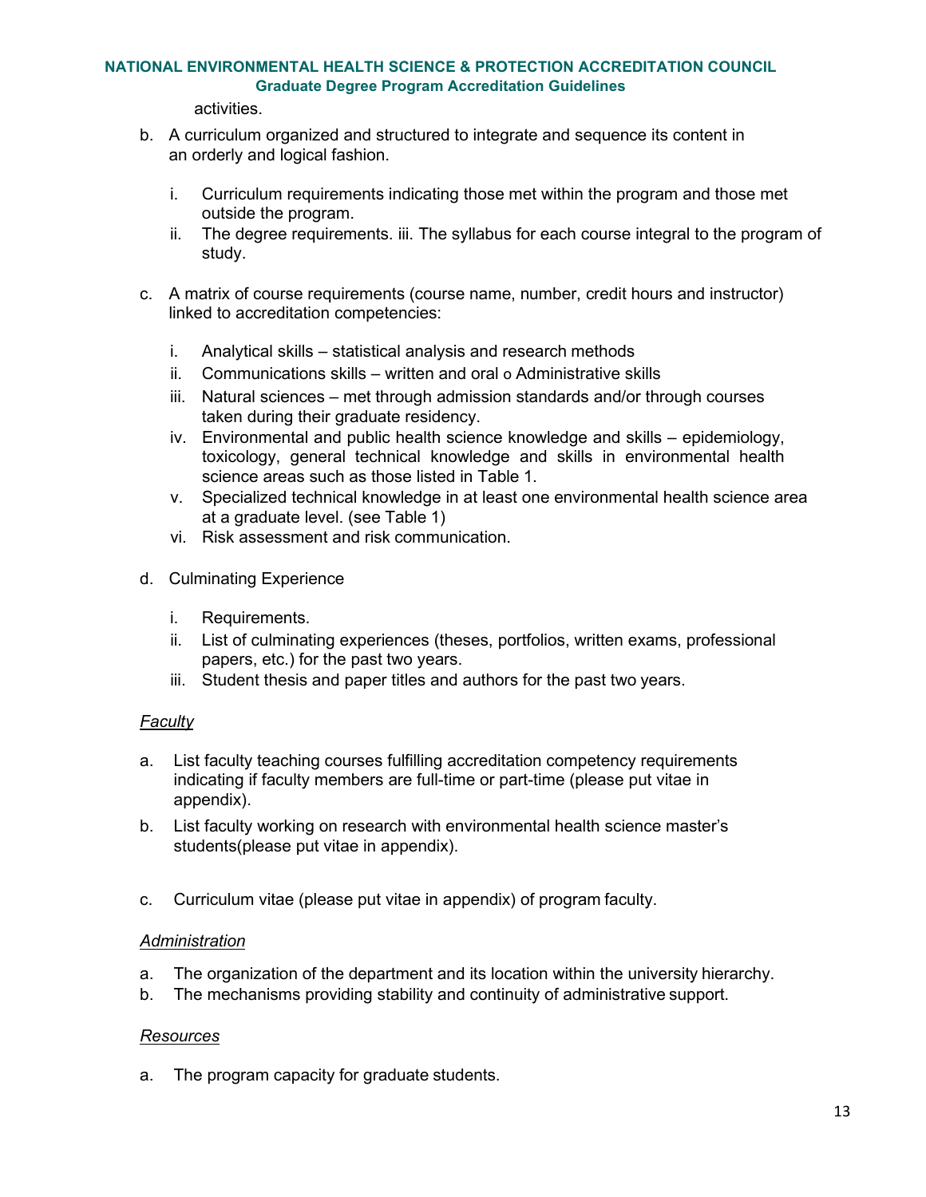activities.

b. A curriculum organized and structured to integrate and sequence its content in an orderly and logical fashion.

   i. Curriculum requirements indicating those met within the program and those met outside the program.
   ii. The degree requirements. iii. The syllabus for each course integral to the program of study.

c. A matrix of course requirements (course name, number, credit hours and instructor) linked to accreditation competencies:

   i. Analytical skills – statistical analysis and research methods
   ii. Communications skills – written and oral o Administrative skills
   iii. Natural sciences – met through admission standards and/or through courses taken during their graduate residency.
   iv. Environmental and public health science knowledge and skills – epidemiology, toxicology, general technical knowledge and skills in environmental health science areas such as those listed in Table 1.
   v. Specialized technical knowledge in at least one environmental health science area at a graduate level. (see Table 1)
   vi. Risk assessment and risk communication.

d. Culminating Experience

   i. Requirements.
   ii. List of culminating experiences (theses, portfolios, written exams, professional papers, etc.) for the past two years.
   iii. Student thesis and paper titles and authors for the past two years.

*Faculty*

a. List faculty teaching courses fulfilling accreditation competency requirements indicating if faculty members are full-time or part-time (please put vitae in appendix).
b. List faculty working on research with environmental health science master's students(please put vitae in appendix).

c. Curriculum vitae (please put vitae in appendix) of program faculty.

*Administration*

a. The organization of the department and its location within the university hierarchy.
b. The mechanisms providing stability and continuity of administrative support.

*Resources*

a. The program capacity for graduate students.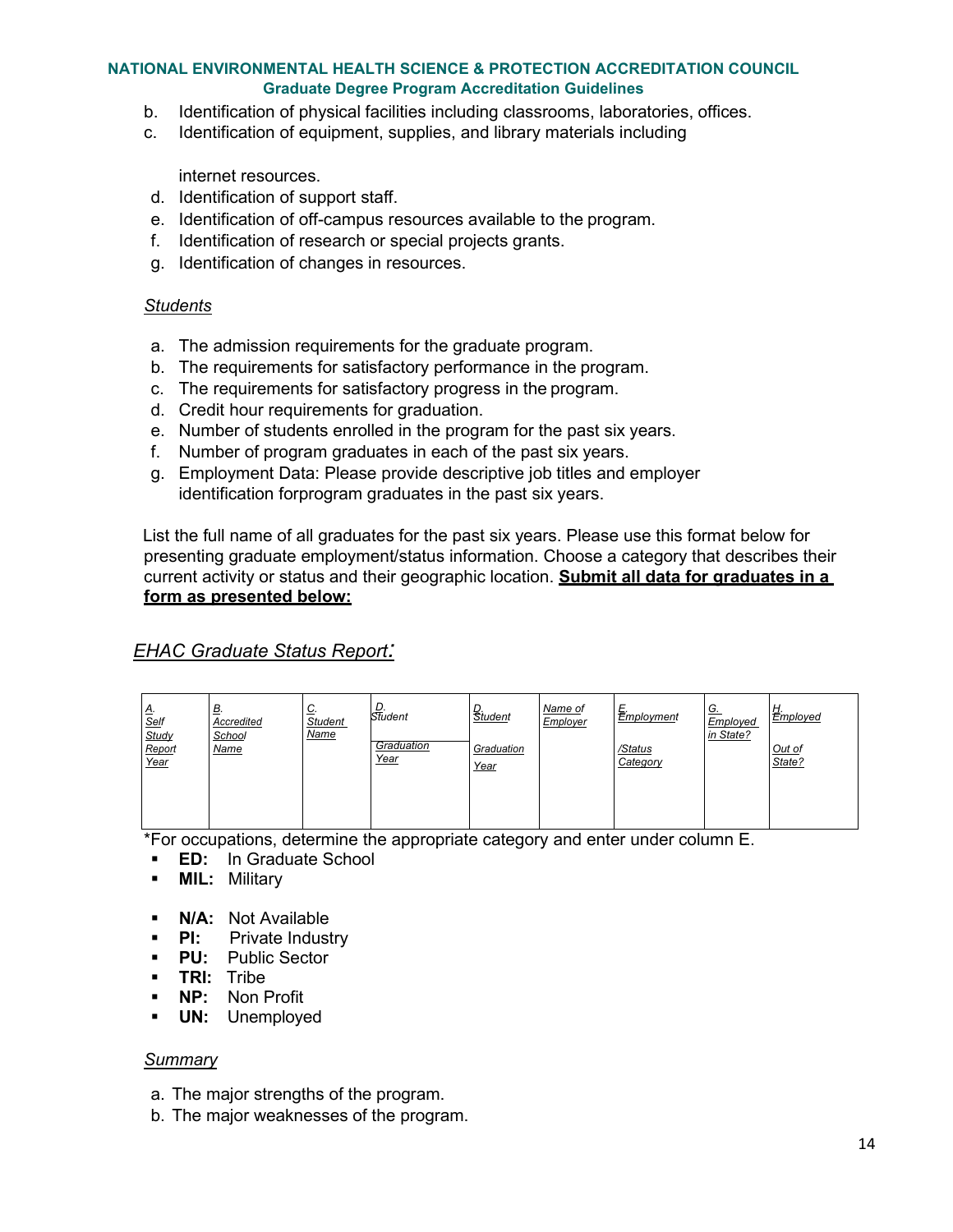b. Identification of physical facilities including classrooms, laboratories, offices.
c. Identification of equipment, supplies, and library materials including internet resources.
d. Identification of support staff.
e. Identification of off-campus resources available to the program.
f. Identification of research or special projects grants.
g. Identification of changes in resources.

*Students*

a. The admission requirements for the graduate program.
b. The requirements for satisfactory performance in the program.
c. The requirements for satisfactory progress in the program.
d. Credit hour requirements for graduation.
e. Number of students enrolled in the program for the past six years.
f. Number of program graduates in each of the past six years.
g. Employment Data: Please provide descriptive job titles and employer identification forprogram graduates in the past six years.

List the full name of all graduates for the past six years. Please use this format below for presenting graduate employment/status information. Choose a category that describes their current activity or status and their geographic location. **Submit all data for graduates in a form as presented below:**

*EHAC Graduate Status Report:*

| A. Self Study Report Year | B. Accredited School Name | C. Student Name | D. Student Graduation Year | D. Student Graduation Year | Name of Employer | E. Employment /Status Category | G. Employed in State? | H. Employed Out of State? |
|---|---|---|---|---|---|---|---|---|
| | | | | | | | | |

*For occupations, determine the appropriate category and enter under column E.

- **ED:** In Graduate School
- **MIL:** Military
- **N/A:** Not Available
- **PI:** Private Industry
- **PU:** Public Sector
- **TRI:** Tribe
- **NP:** Non Profit
- **UN:** Unemployed

*Summary*

a. The major strengths of the program.
b. The major weaknesses of the program.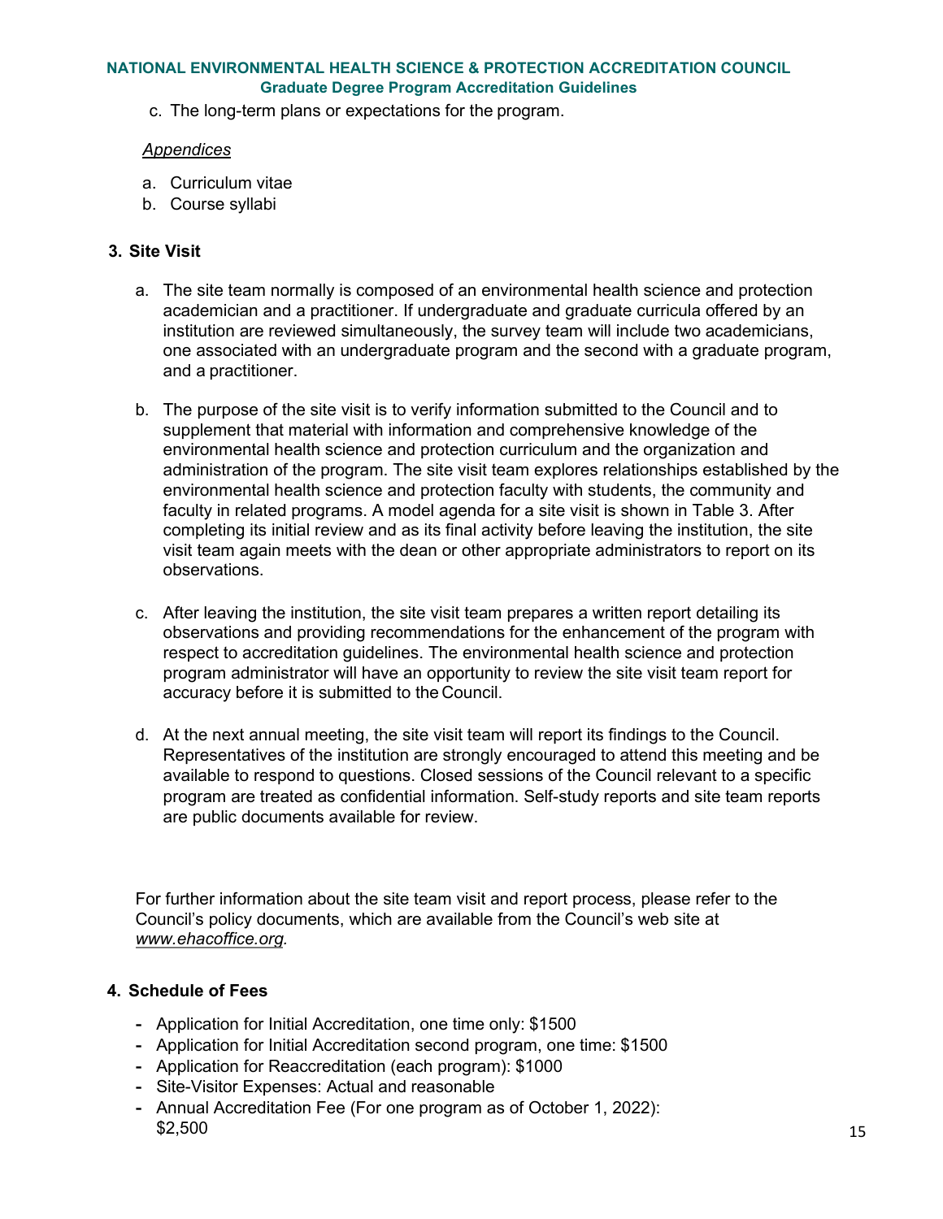c. The long-term plans or expectations for the program.

*Appendices*

a. Curriculum vitae
b. Course syllabi

### 3. Site Visit

a. The site team normally is composed of an environmental health science and protection academician and a practitioner. If undergraduate and graduate curricula offered by an institution are reviewed simultaneously, the survey team will include two academicians, one associated with an undergraduate program and the second with a graduate program, and a practitioner.

b. The purpose of the site visit is to verify information submitted to the Council and to supplement that material with information and comprehensive knowledge of the environmental health science and protection curriculum and the organization and administration of the program. The site visit team explores relationships established by the environmental health science and protection faculty with students, the community and faculty in related programs. A model agenda for a site visit is shown in Table 3. After completing its initial review and as its final activity before leaving the institution, the site visit team again meets with the dean or other appropriate administrators to report on its observations.

c. After leaving the institution, the site visit team prepares a written report detailing its observations and providing recommendations for the enhancement of the program with respect to accreditation guidelines. The environmental health science and protection program administrator will have an opportunity to review the site visit team report for accuracy before it is submitted to the Council.

d. At the next annual meeting, the site visit team will report its findings to the Council. Representatives of the institution are strongly encouraged to attend this meeting and be available to respond to questions. Closed sessions of the Council relevant to a specific program are treated as confidential information. Self-study reports and site team reports are public documents available for review.

For further information about the site team visit and report process, please refer to the Council's policy documents, which are available from the Council's web site at *www.ehacoffice.org.*

### 4. Schedule of Fees

- Application for Initial Accreditation, one time only: $1500
- Application for Initial Accreditation second program, one time: $1500
- Application for Reaccreditation (each program): $1000
- Site-Visitor Expenses: Actual and reasonable
- Annual Accreditation Fee (For one program as of October 1, 2022): $2,500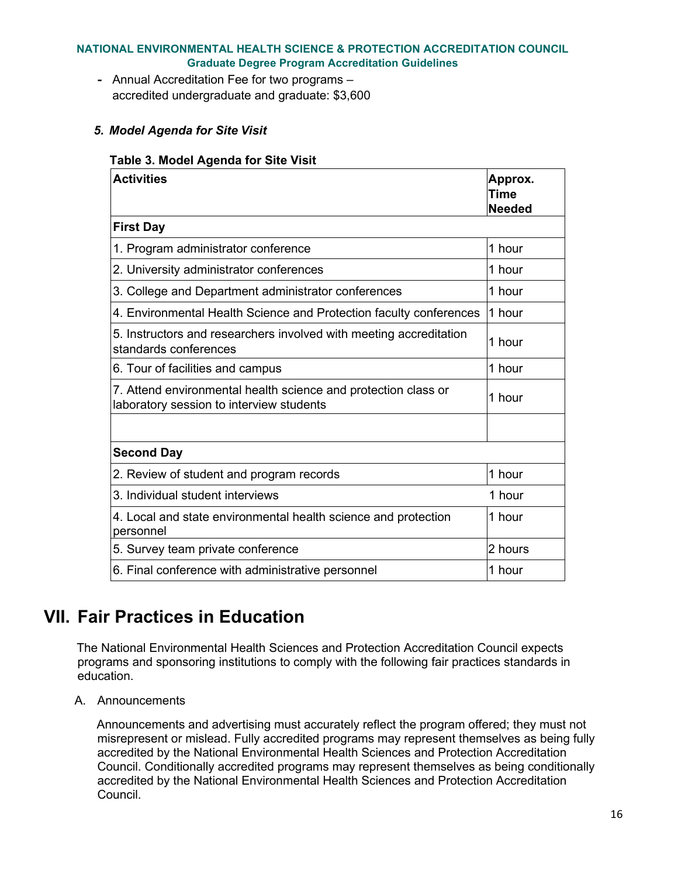- Annual Accreditation Fee for two programs – accredited undergraduate and graduate: $3,600

### *5. Model Agenda for Site Visit*

**Table 3. Model Agenda for Site Visit**

| Activities | Approx. Time Needed |
|---|---|
| **First Day** | |
| 1. Program administrator conference | 1 hour |
| 2. University administrator conferences | 1 hour |
| 3. College and Department administrator conferences | 1 hour |
| 4. Environmental Health Science and Protection faculty conferences | 1 hour |
| 5. Instructors and researchers involved with meeting accreditation standards conferences | 1 hour |
| 6. Tour of facilities and campus | 1 hour |
| 7. Attend environmental health science and protection class or laboratory session to interview students | 1 hour |
| | |
| **Second Day** | |
| 2. Review of student and program records | 1 hour |
| 3. Individual student interviews | 1 hour |
| 4. Local and state environmental health science and protection personnel | 1 hour |
| 5. Survey team private conference | 2 hours |
| 6. Final conference with administrative personnel | 1 hour |

# VII. Fair Practices in Education

The National Environmental Health Sciences and Protection Accreditation Council expects programs and sponsoring institutions to comply with the following fair practices standards in education.

A. Announcements

Announcements and advertising must accurately reflect the program offered; they must not misrepresent or mislead. Fully accredited programs may represent themselves as being fully accredited by the National Environmental Health Sciences and Protection Accreditation Council. Conditionally accredited programs may represent themselves as being conditionally accredited by the National Environmental Health Sciences and Protection Accreditation Council.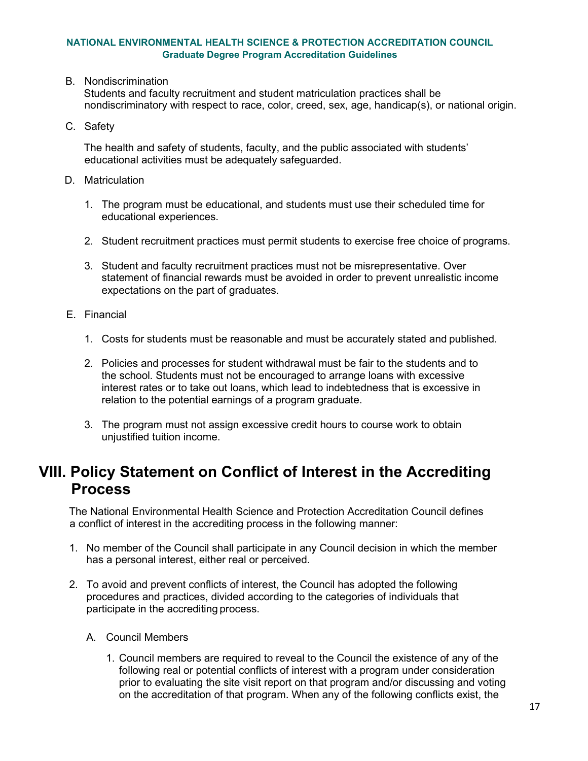B. Nondiscrimination

Students and faculty recruitment and student matriculation practices shall be nondiscriminatory with respect to race, color, creed, sex, age, handicap(s), or national origin.

C. Safety

The health and safety of students, faculty, and the public associated with students' educational activities must be adequately safeguarded.

D. Matriculation

1. The program must be educational, and students must use their scheduled time for educational experiences.

2. Student recruitment practices must permit students to exercise free choice of programs.

3. Student and faculty recruitment practices must not be misrepresentative. Over statement of financial rewards must be avoided in order to prevent unrealistic income expectations on the part of graduates.

E. Financial

1. Costs for students must be reasonable and must be accurately stated and published.

2. Policies and processes for student withdrawal must be fair to the students and to the school. Students must not be encouraged to arrange loans with excessive interest rates or to take out loans, which lead to indebtedness that is excessive in relation to the potential earnings of a program graduate.

3. The program must not assign excessive credit hours to course work to obtain unjustified tuition income.

# VIII. Policy Statement on Conflict of Interest in the Accrediting Process

The National Environmental Health Science and Protection Accreditation Council defines a conflict of interest in the accrediting process in the following manner:

1. No member of the Council shall participate in any Council decision in which the member has a personal interest, either real or perceived.

2. To avoid and prevent conflicts of interest, the Council has adopted the following procedures and practices, divided according to the categories of individuals that participate in the accrediting process.

   A. Council Members

      1. Council members are required to reveal to the Council the existence of any of the following real or potential conflicts of interest with a program under consideration prior to evaluating the site visit report on that program and/or discussing and voting on the accreditation of that program. When any of the following conflicts exist, the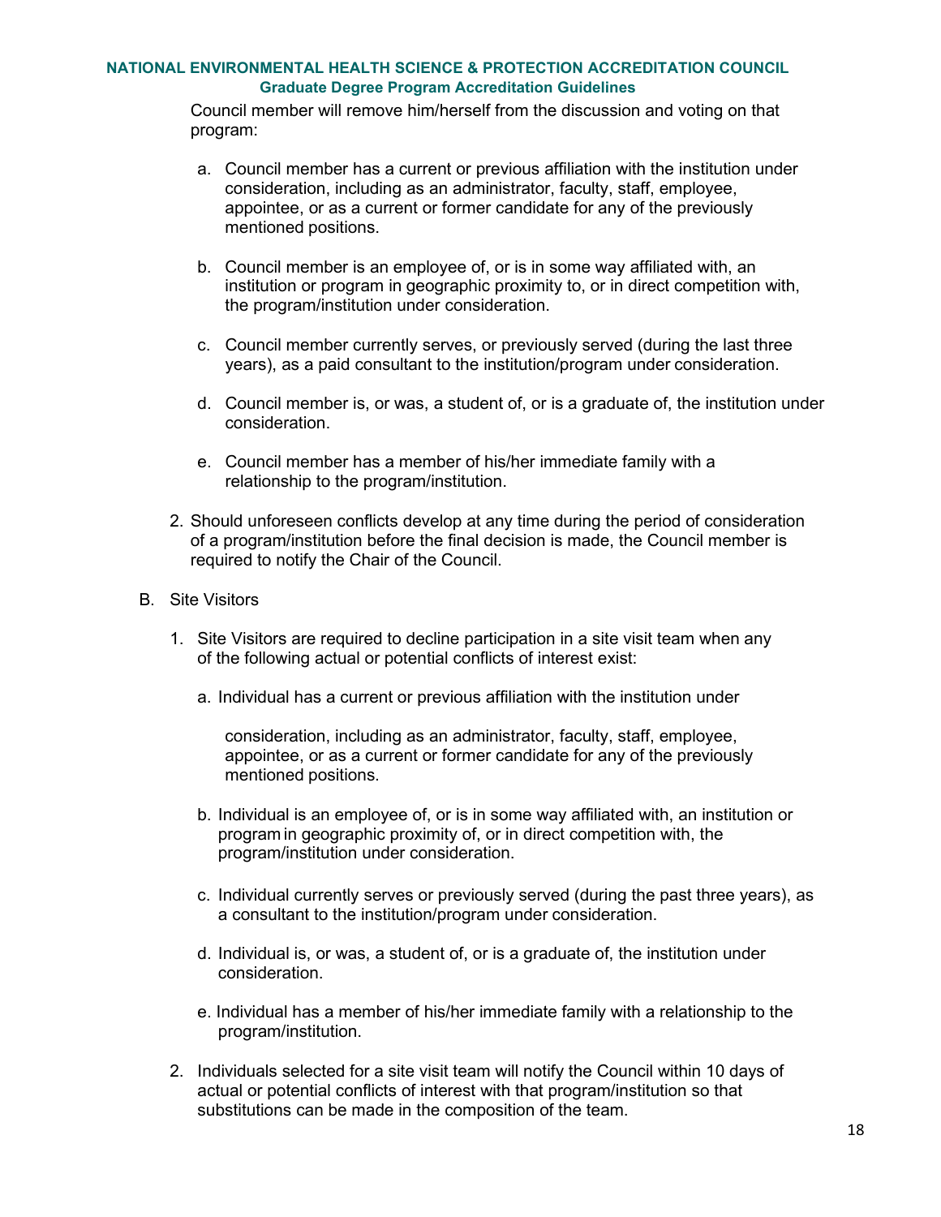Council member will remove him/herself from the discussion and voting on that program:

a. Council member has a current or previous affiliation with the institution under consideration, including as an administrator, faculty, staff, employee, appointee, or as a current or former candidate for any of the previously mentioned positions.

b. Council member is an employee of, or is in some way affiliated with, an institution or program in geographic proximity to, or in direct competition with, the program/institution under consideration.

c. Council member currently serves, or previously served (during the last three years), as a paid consultant to the institution/program under consideration.

d. Council member is, or was, a student of, or is a graduate of, the institution under consideration.

e. Council member has a member of his/her immediate family with a relationship to the program/institution.

2. Should unforeseen conflicts develop at any time during the period of consideration of a program/institution before the final decision is made, the Council member is required to notify the Chair of the Council.

B. Site Visitors

1. Site Visitors are required to decline participation in a site visit team when any of the following actual or potential conflicts of interest exist:

   a. Individual has a current or previous affiliation with the institution under consideration, including as an administrator, faculty, staff, employee, appointee, or as a current or former candidate for any of the previously mentioned positions.

   b. Individual is an employee of, or is in some way affiliated with, an institution or program in geographic proximity of, or in direct competition with, the program/institution under consideration.

   c. Individual currently serves or previously served (during the past three years), as a consultant to the institution/program under consideration.

   d. Individual is, or was, a student of, or is a graduate of, the institution under consideration.

   e. Individual has a member of his/her immediate family with a relationship to the program/institution.

2. Individuals selected for a site visit team will notify the Council within 10 days of actual or potential conflicts of interest with that program/institution so that substitutions can be made in the composition of the team.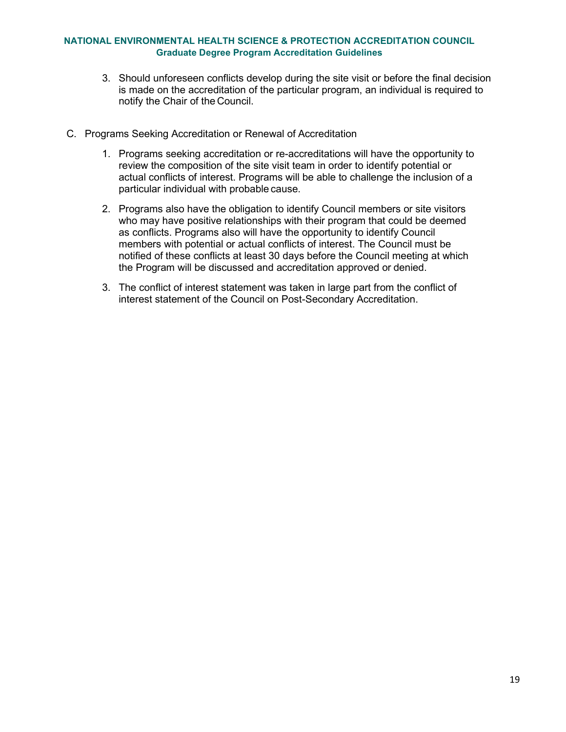3. Should unforeseen conflicts develop during the site visit or before the final decision is made on the accreditation of the particular program, an individual is required to notify the Chair of the Council.

C. Programs Seeking Accreditation or Renewal of Accreditation

1. Programs seeking accreditation or re-accreditations will have the opportunity to review the composition of the site visit team in order to identify potential or actual conflicts of interest. Programs will be able to challenge the inclusion of a particular individual with probable cause.

2. Programs also have the obligation to identify Council members or site visitors who may have positive relationships with their program that could be deemed as conflicts. Programs also will have the opportunity to identify Council members with potential or actual conflicts of interest. The Council must be notified of these conflicts at least 30 days before the Council meeting at which the Program will be discussed and accreditation approved or denied.

3. The conflict of interest statement was taken in large part from the conflict of interest statement of the Council on Post-Secondary Accreditation.